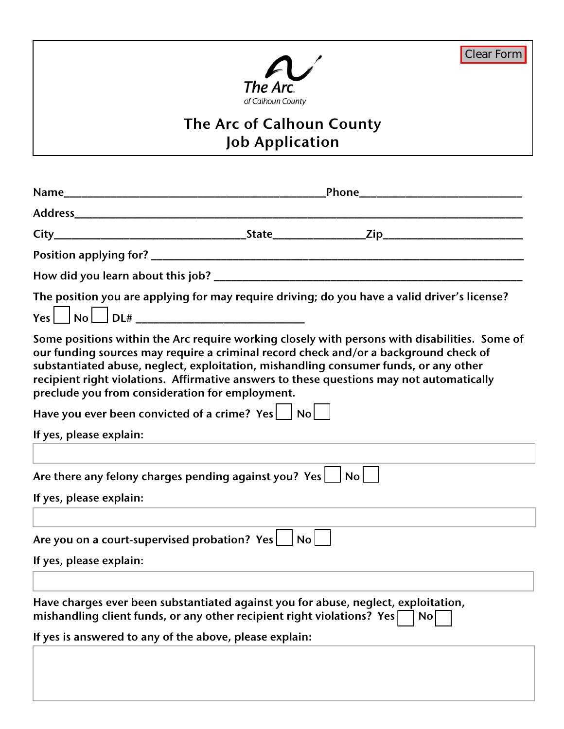Clear Form

The Arc of Calhoun County

# The Arc of Calhoun County
# Job Application

Name_______________________________________________Phone____________________________

Address_____________________________________________________________________________

City__________________________________State_______________Zip________________________

Position applying for? ______________________________________________________________

How did you learn about this job? ____________________________________________________

The position you are applying for may require driving; do you have a valid driver's license?

Yes ☐ No ☐ DL# ____________________________

Some positions within the Arc require working closely with persons with disabilities. Some of our funding sources may require a criminal record check and/or a background check of substantiated abuse, neglect, exploitation, mishandling consumer funds, or any other recipient right violations. Affirmative answers to these questions may not automatically preclude you from consideration for employment.

Have you ever been convicted of a crime? Yes ☐ No ☐

If yes, please explain:

Are there any felony charges pending against you? Yes ☐ No ☐

If yes, please explain:

Are you on a court-supervised probation? Yes ☐ No ☐

If yes, please explain:

Have charges ever been substantiated against you for abuse, neglect, exploitation, mishandling client funds, or any other recipient right violations? Yes ☐ No ☐

If yes is answered to any of the above, please explain: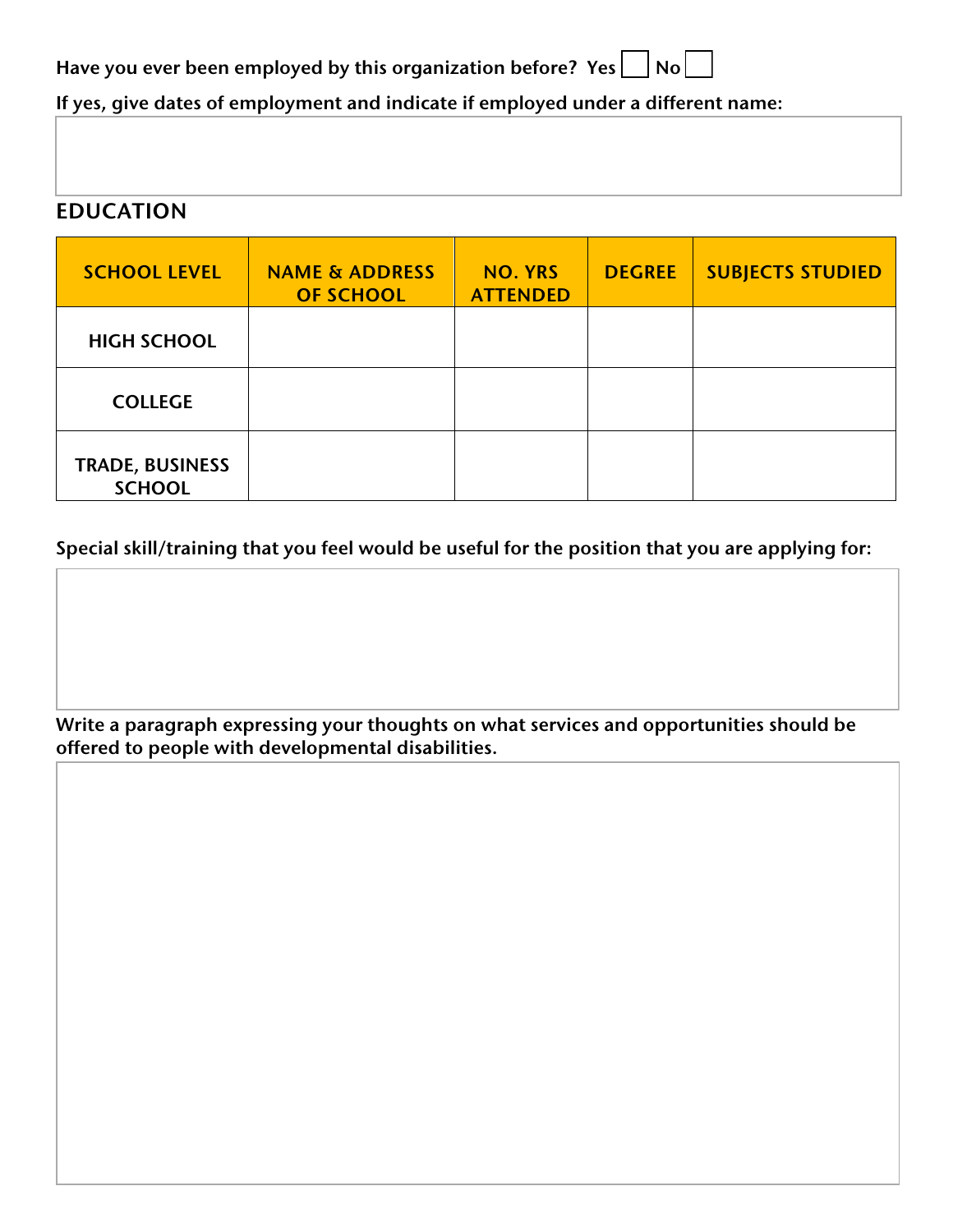Have you ever been employed by this organization before? **Yes** ☐ **No** ☐

**If yes, give dates of employment and indicate if employed under a different name:**

## EDUCATION

| SCHOOL LEVEL | NAME & ADDRESS OF SCHOOL | NO. YRS ATTENDED | DEGREE | SUBJECTS STUDIED |
|---|---|---|---|---|
| HIGH SCHOOL | | | | |
| COLLEGE | | | | |
| TRADE, BUSINESS SCHOOL | | | | |

**Special skill/training that you feel would be useful for the position that you are applying for:**

**Write a paragraph expressing your thoughts on what services and opportunities should be offered to people with developmental disabilities.**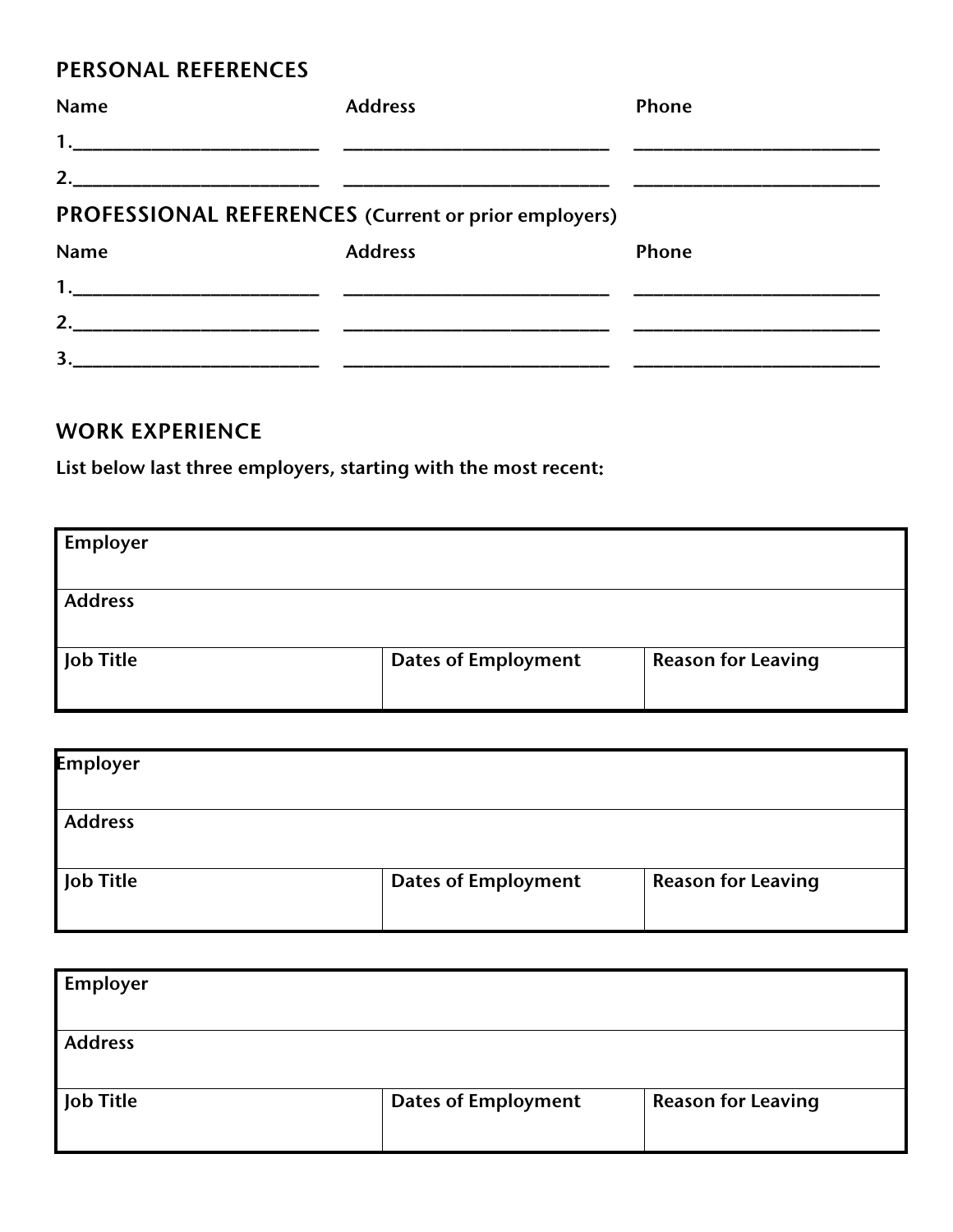## PERSONAL REFERENCES

| Name | Address | Phone |
|---|---|---|
| 1. | | |
| 2. | | |

## PROFESSIONAL REFERENCES (Current or prior employers)

| Name | Address | Phone |
|---|---|---|
| 1. | | |
| 2. | | |
| 3. | | |

## WORK EXPERIENCE

**List below last three employers, starting with the most recent:**

| Employer | | |
|---|---|---|
| **Address** | | |
| **Job Title** | **Dates of Employment** | **Reason for Leaving** |
| | | |

| Employer | | |
|---|---|---|
| **Address** | | |
| **Job Title** | **Dates of Employment** | **Reason for Leaving** |
| | | |

| Employer | | |
|---|---|---|
| **Address** | | |
| **Job Title** | **Dates of Employment** | **Reason for Leaving** |
| | | |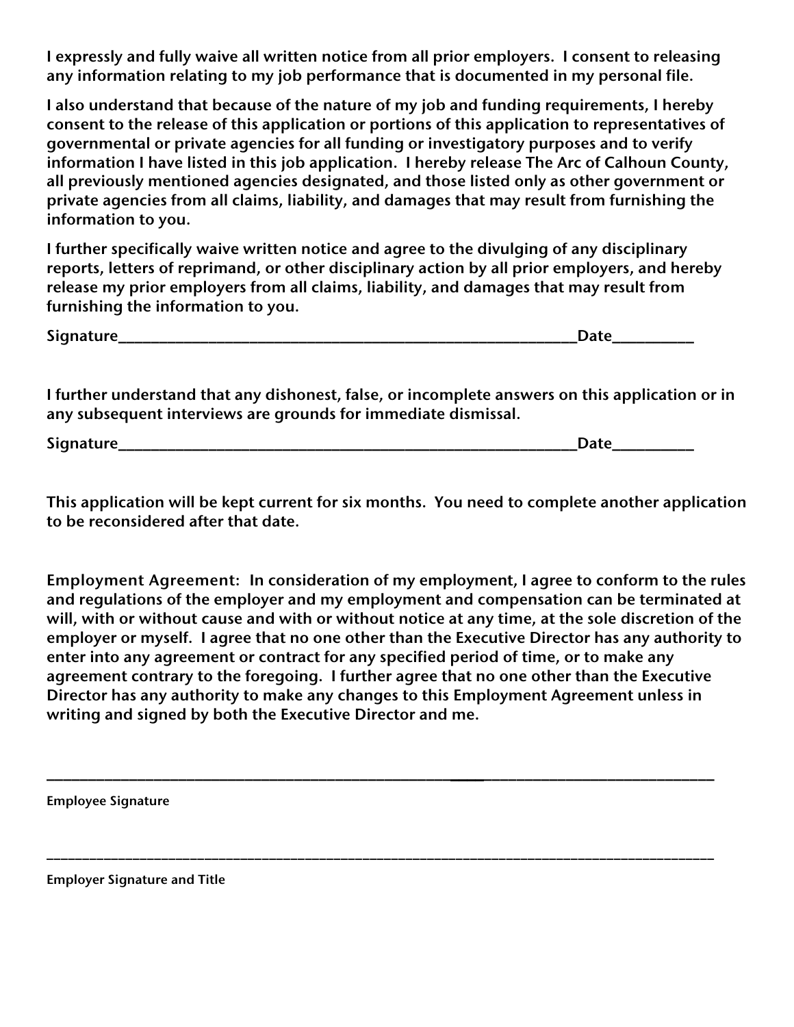**I expressly and fully waive all written notice from all prior employers. I consent to releasing any information relating to my job performance that is documented in my personal file.**

**I also understand that because of the nature of my job and funding requirements, I hereby consent to the release of this application or portions of this application to representatives of governmental or private agencies for all funding or investigatory purposes and to verify information I have listed in this job application. I hereby release The Arc of Calhoun County, all previously mentioned agencies designated, and those listed only as other government or private agencies from all claims, liability, and damages that may result from furnishing the information to you.**

**I further specifically waive written notice and agree to the divulging of any disciplinary reports, letters of reprimand, or other disciplinary action by all prior employers, and hereby release my prior employers from all claims, liability, and damages that may result from furnishing the information to you.**

**Signature_______________________________________________________________Date__________**

**I further understand that any dishonest, false, or incomplete answers on this application or in any subsequent interviews are grounds for immediate dismissal.**

**Signature_______________________________________________________________Date__________**

**This application will be kept current for six months. You need to complete another application to be reconsidered after that date.**

**Employment Agreement: In consideration of my employment, I agree to conform to the rules and regulations of the employer and my employment and compensation can be terminated at will, with or without cause and with or without notice at any time, at the sole discretion of the employer or myself. I agree that no one other than the Executive Director has any authority to enter into any agreement or contract for any specified period of time, or to make any agreement contrary to the foregoing. I further agree that no one other than the Executive Director has any authority to make any changes to this Employment Agreement unless in writing and signed by both the Executive Director and me.**

_____________________________________________________________________________________________

**Employee Signature**

_____________________________________________________________________________________________

**Employer Signature and Title**